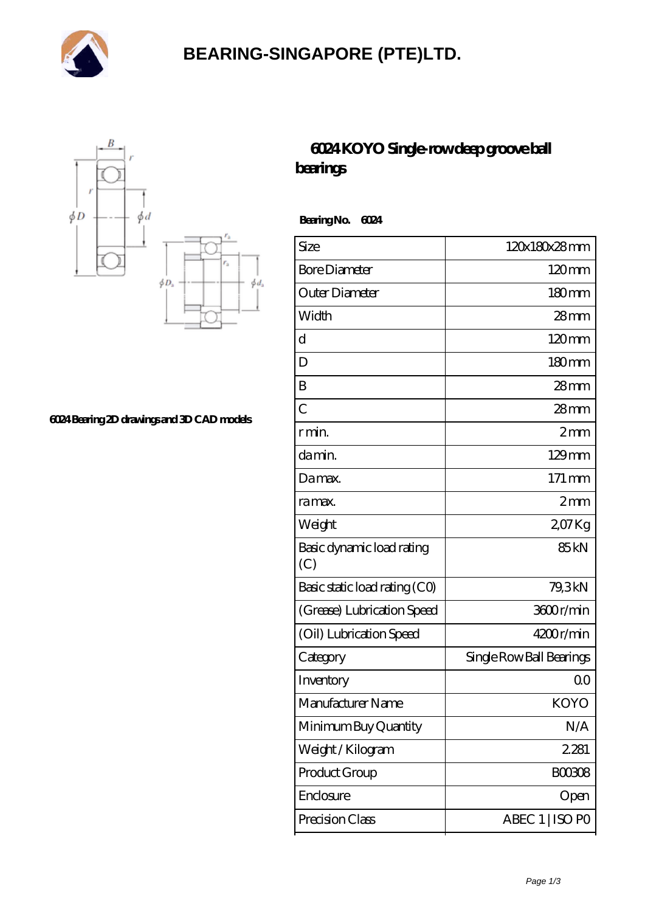# BEARING-SINGAPORE (PTE)LTD.

## 6024 KOYO Single-row deep groove ball bearings

6024 Bearing 2D drawings and 3D CAD models

**Bearing No.** 6024

| Size | 120x180x28 mm |
|---|---|
| Bore Diameter | 120 mm |
| Outer Diameter | 180 mm |
| Width | 28 mm |
| d | 120 mm |
| D | 180 mm |
| B | 28 mm |
| C | 28 mm |
| r min. | 2 mm |
| da min. | 129 mm |
| Da max. | 171 mm |
| ra max. | 2 mm |
| Weight | 2,07 Kg |
| Basic dynamic load rating (C) | 85 kN |
| Basic static load rating (C0) | 79,3 kN |
| (Grease) Lubrication Speed | 3600 r/min |
| (Oil) Lubrication Speed | 4200 r/min |
| Category | Single Row Ball Bearings |
| Inventory | 0.0 |
| Manufacturer Name | KOYO |
| Minimum Buy Quantity | N/A |
| Weight / Kilogram | 2.281 |
| Product Group | B00308 |
| Enclosure | Open |
| Precision Class | ABEC 1 \| ISO P0 |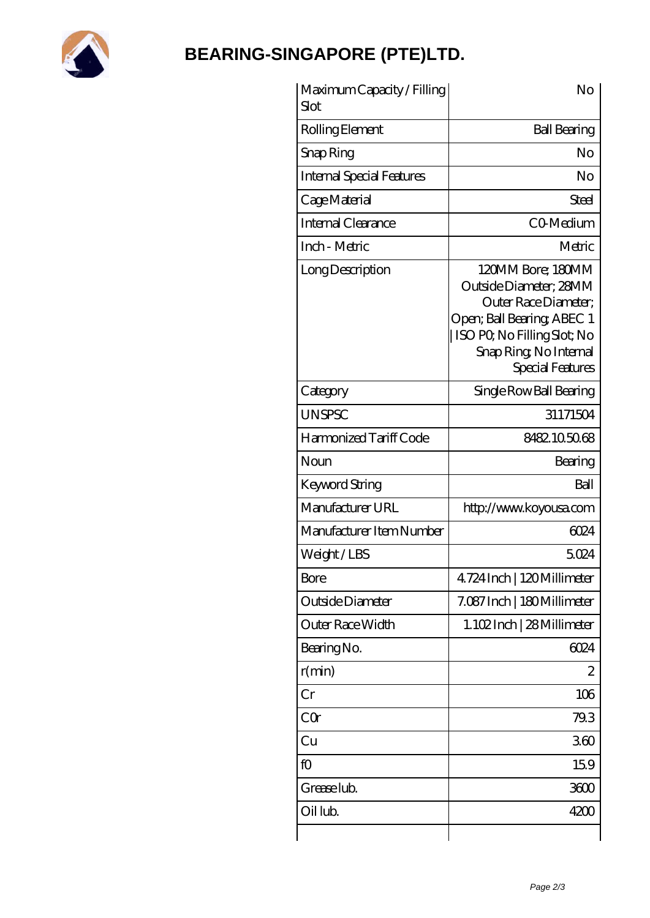| Maximum Capacity / Filling Slot | No |
| --- | --- |
| Rolling Element | Ball Bearing |
| Snap Ring | No |
| Internal Special Features | No |
| Cage Material | Steel |
| Internal Clearance | C0-Medium |
| Inch - Metric | Metric |
| Long Description | 120MM Bore; 180MM Outside Diameter; 28MM Outer Race Diameter; Open; Ball Bearing; ABEC 1 \| ISO P0; No Filling Slot; No Snap Ring; No Internal Special Features |
| Category | Single Row Ball Bearing |
| UNSPSC | 31171504 |
| Harmonized Tariff Code | 8482.10.50.68 |
| Noun | Bearing |
| Keyword String | Ball |
| Manufacturer URL | http://www.koyousa.com |
| Manufacturer Item Number | 6024 |
| Weight / LBS | 5.024 |
| Bore | 4.724 Inch \| 120 Millimeter |
| Outside Diameter | 7.087 Inch \| 180 Millimeter |
| Outer Race Width | 1.102 Inch \| 28 Millimeter |
| Bearing No. | 6024 |
| r(min) | 2 |
| Cr | 106 |
| C0r | 79.3 |
| Cu | 3.60 |
| f0 | 15.9 |
| Grease lub. | 3600 |
| Oil lub. | 4200 |
| | |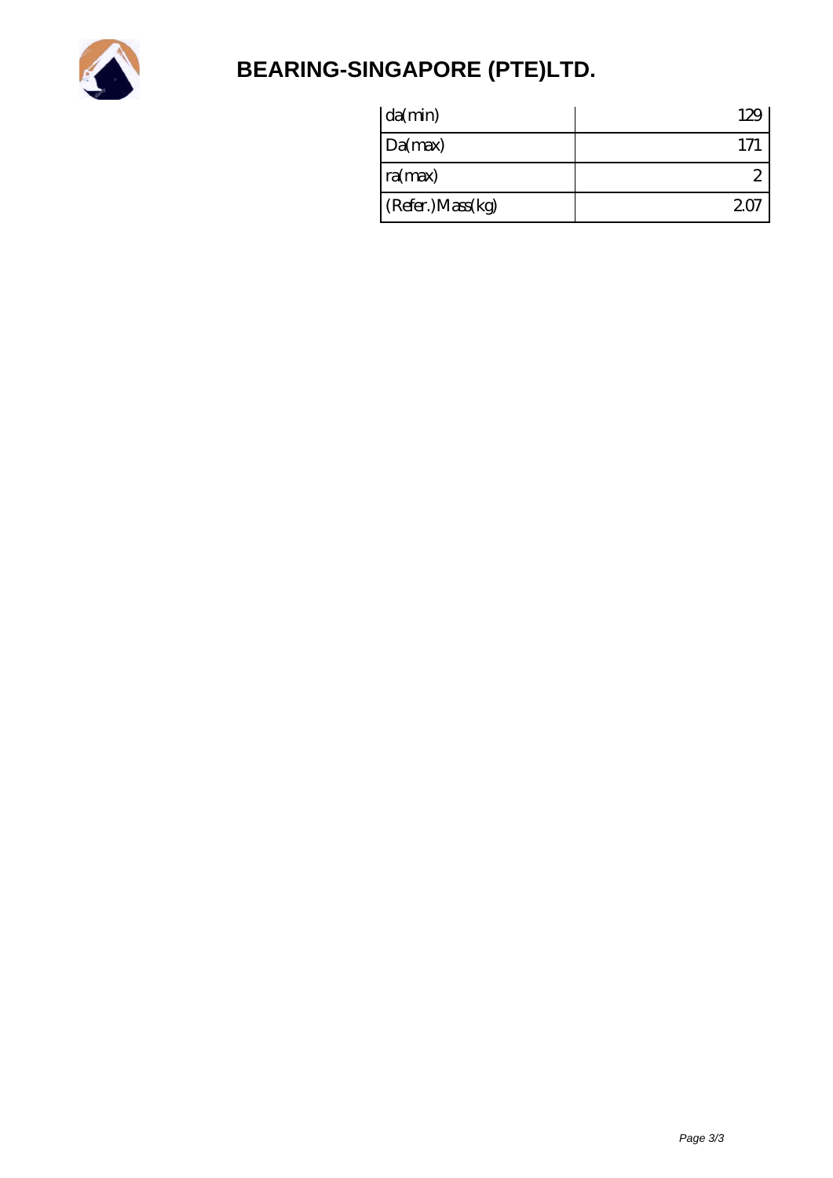| | |
|---|---|
| da(min) | 129 |
| Da(max) | 171 |
| ra(max) | 2 |
| (Refer.)Mass(kg) | 2.07 |